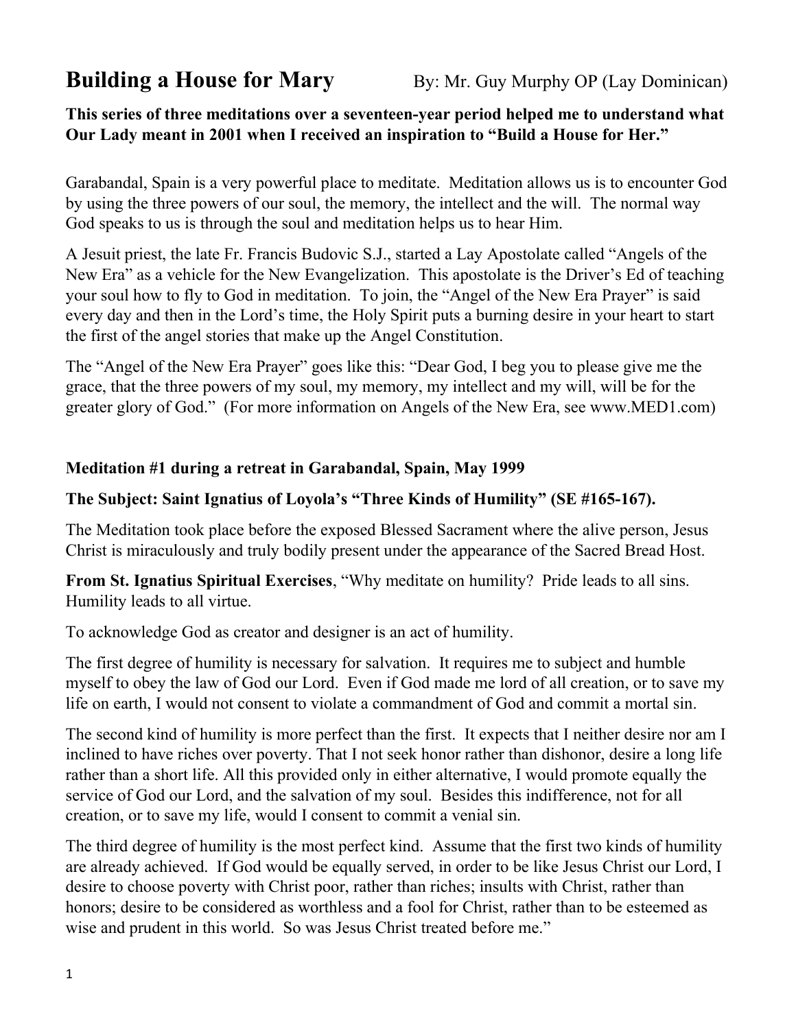# Building a House for Mary

By: Mr. Guy Murphy OP (Lay Dominican)

**This series of three meditations over a seventeen-year period helped me to understand what Our Lady meant in 2001 when I received an inspiration to "Build a House for Her."**

Garabandal, Spain is a very powerful place to meditate. Meditation allows us is to encounter God by using the three powers of our soul, the memory, the intellect and the will. The normal way God speaks to us is through the soul and meditation helps us to hear Him.

A Jesuit priest, the late Fr. Francis Budovic S.J., started a Lay Apostolate called "Angels of the New Era" as a vehicle for the New Evangelization. This apostolate is the Driver's Ed of teaching your soul how to fly to God in meditation. To join, the "Angel of the New Era Prayer" is said every day and then in the Lord's time, the Holy Spirit puts a burning desire in your heart to start the first of the angel stories that make up the Angel Constitution.

The "Angel of the New Era Prayer" goes like this: "Dear God, I beg you to please give me the grace, that the three powers of my soul, my memory, my intellect and my will, will be for the greater glory of God." (For more information on Angels of the New Era, see www.MED1.com)

**Meditation #1 during a retreat in Garabandal, Spain, May 1999**

**The Subject: Saint Ignatius of Loyola's "Three Kinds of Humility" (SE #165-167).**

The Meditation took place before the exposed Blessed Sacrament where the alive person, Jesus Christ is miraculously and truly bodily present under the appearance of the Sacred Bread Host.

**From St. Ignatius Spiritual Exercises**, "Why meditate on humility? Pride leads to all sins. Humility leads to all virtue.

To acknowledge God as creator and designer is an act of humility.

The first degree of humility is necessary for salvation. It requires me to subject and humble myself to obey the law of God our Lord. Even if God made me lord of all creation, or to save my life on earth, I would not consent to violate a commandment of God and commit a mortal sin.

The second kind of humility is more perfect than the first. It expects that I neither desire nor am I inclined to have riches over poverty. That I not seek honor rather than dishonor, desire a long life rather than a short life. All this provided only in either alternative, I would promote equally the service of God our Lord, and the salvation of my soul. Besides this indifference, not for all creation, or to save my life, would I consent to commit a venial sin.

The third degree of humility is the most perfect kind. Assume that the first two kinds of humility are already achieved. If God would be equally served, in order to be like Jesus Christ our Lord, I desire to choose poverty with Christ poor, rather than riches; insults with Christ, rather than honors; desire to be considered as worthless and a fool for Christ, rather than to be esteemed as wise and prudent in this world. So was Jesus Christ treated before me."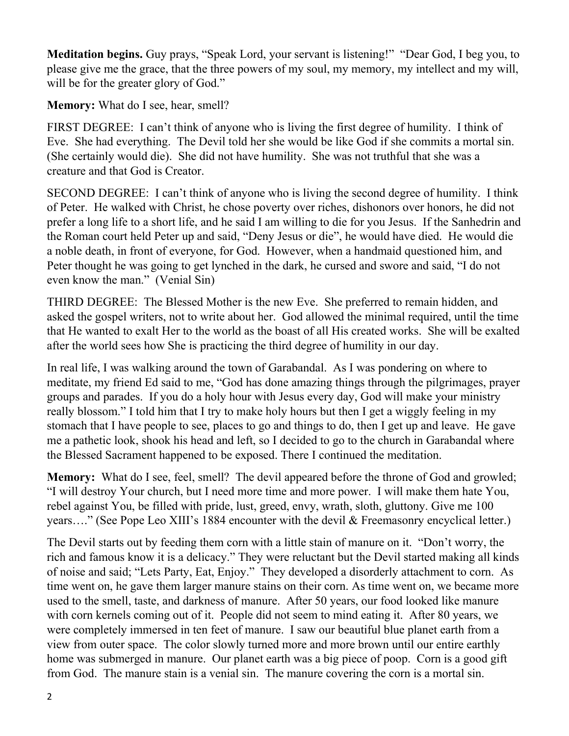**Meditation begins.** Guy prays, "Speak Lord, your servant is listening!" "Dear God, I beg you, to please give me the grace, that the three powers of my soul, my memory, my intellect and my will, will be for the greater glory of God."

**Memory:** What do I see, hear, smell?

FIRST DEGREE: I can't think of anyone who is living the first degree of humility. I think of Eve. She had everything. The Devil told her she would be like God if she commits a mortal sin. (She certainly would die). She did not have humility. She was not truthful that she was a creature and that God is Creator.

SECOND DEGREE: I can't think of anyone who is living the second degree of humility. I think of Peter. He walked with Christ, he chose poverty over riches, dishonors over honors, he did not prefer a long life to a short life, and he said I am willing to die for you Jesus. If the Sanhedrin and the Roman court held Peter up and said, "Deny Jesus or die", he would have died. He would die a noble death, in front of everyone, for God. However, when a handmaid questioned him, and Peter thought he was going to get lynched in the dark, he cursed and swore and said, "I do not even know the man." (Venial Sin)

THIRD DEGREE: The Blessed Mother is the new Eve. She preferred to remain hidden, and asked the gospel writers, not to write about her. God allowed the minimal required, until the time that He wanted to exalt Her to the world as the boast of all His created works. She will be exalted after the world sees how She is practicing the third degree of humility in our day.

In real life, I was walking around the town of Garabandal. As I was pondering on where to meditate, my friend Ed said to me, "God has done amazing things through the pilgrimages, prayer groups and parades. If you do a holy hour with Jesus every day, God will make your ministry really blossom." I told him that I try to make holy hours but then I get a wiggly feeling in my stomach that I have people to see, places to go and things to do, then I get up and leave. He gave me a pathetic look, shook his head and left, so I decided to go to the church in Garabandal where the Blessed Sacrament happened to be exposed. There I continued the meditation.

**Memory:** What do I see, feel, smell? The devil appeared before the throne of God and growled; "I will destroy Your church, but I need more time and more power. I will make them hate You, rebel against You, be filled with pride, lust, greed, envy, wrath, sloth, gluttony. Give me 100 years…." (See Pope Leo XIII's 1884 encounter with the devil & Freemasonry encyclical letter.)

The Devil starts out by feeding them corn with a little stain of manure on it. "Don't worry, the rich and famous know it is a delicacy." They were reluctant but the Devil started making all kinds of noise and said; "Lets Party, Eat, Enjoy." They developed a disorderly attachment to corn. As time went on, he gave them larger manure stains on their corn. As time went on, we became more used to the smell, taste, and darkness of manure. After 50 years, our food looked like manure with corn kernels coming out of it. People did not seem to mind eating it. After 80 years, we were completely immersed in ten feet of manure. I saw our beautiful blue planet earth from a view from outer space. The color slowly turned more and more brown until our entire earthly home was submerged in manure. Our planet earth was a big piece of poop. Corn is a good gift from God. The manure stain is a venial sin. The manure covering the corn is a mortal sin.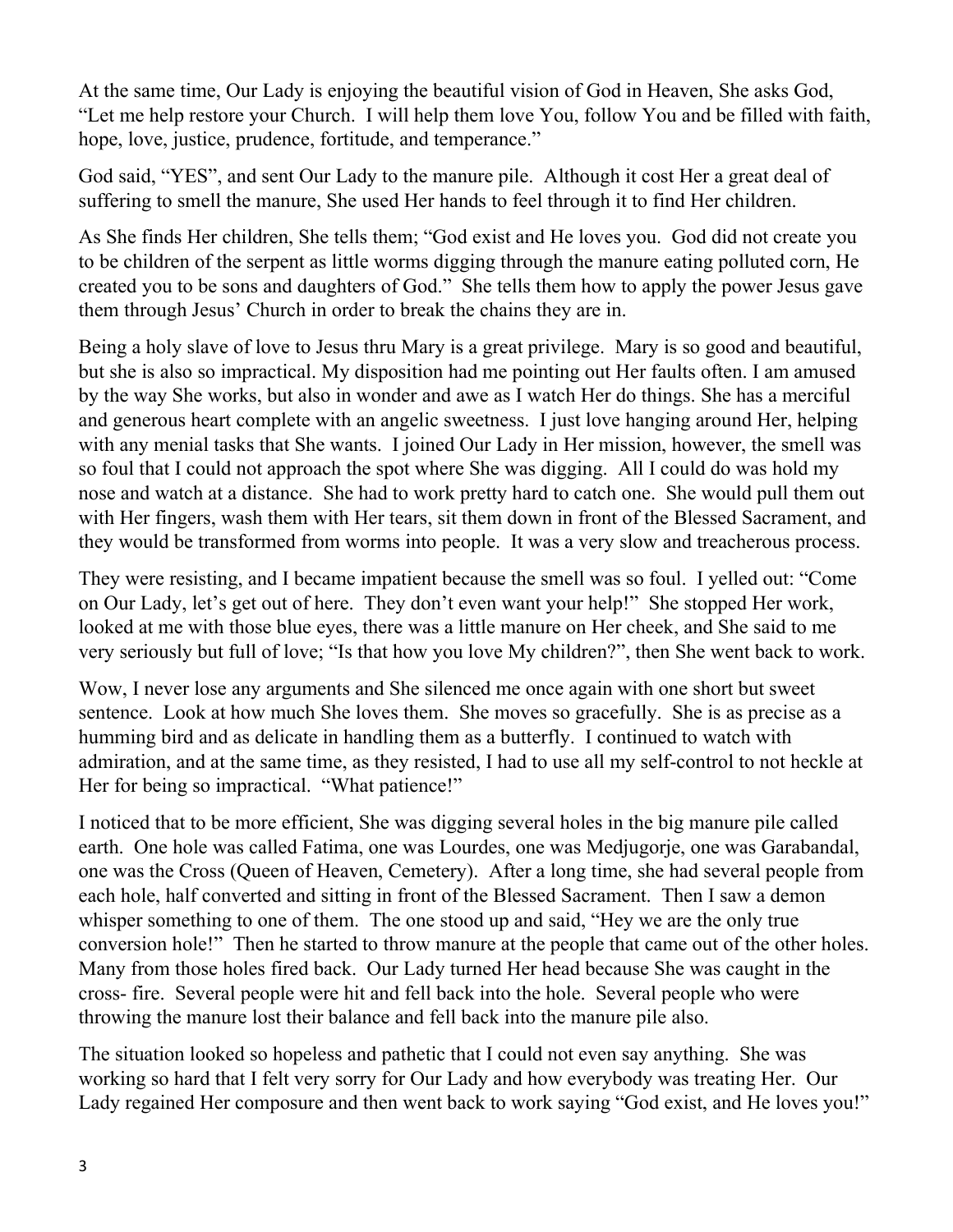At the same time, Our Lady is enjoying the beautiful vision of God in Heaven, She asks God, "Let me help restore your Church. I will help them love You, follow You and be filled with faith, hope, love, justice, prudence, fortitude, and temperance."

God said, "YES", and sent Our Lady to the manure pile. Although it cost Her a great deal of suffering to smell the manure, She used Her hands to feel through it to find Her children.

As She finds Her children, She tells them; "God exist and He loves you. God did not create you to be children of the serpent as little worms digging through the manure eating polluted corn, He created you to be sons and daughters of God." She tells them how to apply the power Jesus gave them through Jesus' Church in order to break the chains they are in.

Being a holy slave of love to Jesus thru Mary is a great privilege. Mary is so good and beautiful, but she is also so impractical. My disposition had me pointing out Her faults often. I am amused by the way She works, but also in wonder and awe as I watch Her do things. She has a merciful and generous heart complete with an angelic sweetness. I just love hanging around Her, helping with any menial tasks that She wants. I joined Our Lady in Her mission, however, the smell was so foul that I could not approach the spot where She was digging. All I could do was hold my nose and watch at a distance. She had to work pretty hard to catch one. She would pull them out with Her fingers, wash them with Her tears, sit them down in front of the Blessed Sacrament, and they would be transformed from worms into people. It was a very slow and treacherous process.

They were resisting, and I became impatient because the smell was so foul. I yelled out: "Come on Our Lady, let's get out of here. They don't even want your help!" She stopped Her work, looked at me with those blue eyes, there was a little manure on Her cheek, and She said to me very seriously but full of love; "Is that how you love My children?", then She went back to work.

Wow, I never lose any arguments and She silenced me once again with one short but sweet sentence. Look at how much She loves them. She moves so gracefully. She is as precise as a humming bird and as delicate in handling them as a butterfly. I continued to watch with admiration, and at the same time, as they resisted, I had to use all my self-control to not heckle at Her for being so impractical. "What patience!"

I noticed that to be more efficient, She was digging several holes in the big manure pile called earth. One hole was called Fatima, one was Lourdes, one was Medjugorje, one was Garabandal, one was the Cross (Queen of Heaven, Cemetery). After a long time, she had several people from each hole, half converted and sitting in front of the Blessed Sacrament. Then I saw a demon whisper something to one of them. The one stood up and said, "Hey we are the only true conversion hole!" Then he started to throw manure at the people that came out of the other holes. Many from those holes fired back. Our Lady turned Her head because She was caught in the cross- fire. Several people were hit and fell back into the hole. Several people who were throwing the manure lost their balance and fell back into the manure pile also.

The situation looked so hopeless and pathetic that I could not even say anything. She was working so hard that I felt very sorry for Our Lady and how everybody was treating Her. Our Lady regained Her composure and then went back to work saying "God exist, and He loves you!"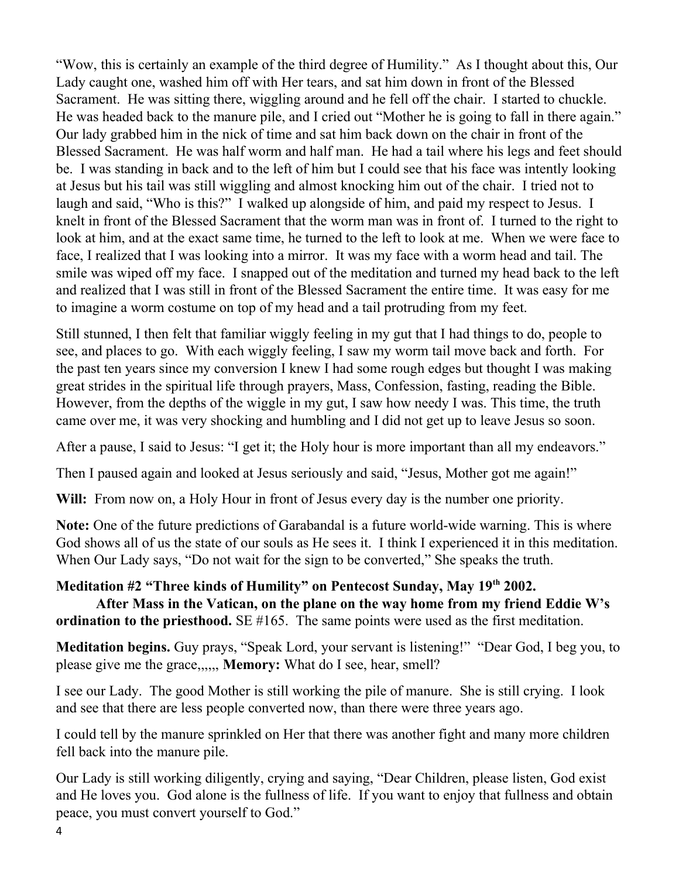"Wow, this is certainly an example of the third degree of Humility." As I thought about this, Our Lady caught one, washed him off with Her tears, and sat him down in front of the Blessed Sacrament. He was sitting there, wiggling around and he fell off the chair. I started to chuckle. He was headed back to the manure pile, and I cried out "Mother he is going to fall in there again." Our lady grabbed him in the nick of time and sat him back down on the chair in front of the Blessed Sacrament. He was half worm and half man. He had a tail where his legs and feet should be. I was standing in back and to the left of him but I could see that his face was intently looking at Jesus but his tail was still wiggling and almost knocking him out of the chair. I tried not to laugh and said, "Who is this?" I walked up alongside of him, and paid my respect to Jesus. I knelt in front of the Blessed Sacrament that the worm man was in front of. I turned to the right to look at him, and at the exact same time, he turned to the left to look at me. When we were face to face, I realized that I was looking into a mirror. It was my face with a worm head and tail. The smile was wiped off my face. I snapped out of the meditation and turned my head back to the left and realized that I was still in front of the Blessed Sacrament the entire time. It was easy for me to imagine a worm costume on top of my head and a tail protruding from my feet.

Still stunned, I then felt that familiar wiggly feeling in my gut that I had things to do, people to see, and places to go. With each wiggly feeling, I saw my worm tail move back and forth. For the past ten years since my conversion I knew I had some rough edges but thought I was making great strides in the spiritual life through prayers, Mass, Confession, fasting, reading the Bible. However, from the depths of the wiggle in my gut, I saw how needy I was. This time, the truth came over me, it was very shocking and humbling and I did not get up to leave Jesus so soon.

After a pause, I said to Jesus: "I get it; the Holy hour is more important than all my endeavors."

Then I paused again and looked at Jesus seriously and said, "Jesus, Mother got me again!"

**Will:** From now on, a Holy Hour in front of Jesus every day is the number one priority.

**Note:** One of the future predictions of Garabandal is a future world-wide warning. This is where God shows all of us the state of our souls as He sees it. I think I experienced it in this meditation. When Our Lady says, "Do not wait for the sign to be converted," She speaks the truth.

**Meditation #2 "Three kinds of Humility" on Pentecost Sunday, May 19th 2002.**

**After Mass in the Vatican, on the plane on the way home from my friend Eddie W's ordination to the priesthood.** SE #165. The same points were used as the first meditation.

**Meditation begins.** Guy prays, "Speak Lord, your servant is listening!" "Dear God, I beg you, to please give me the grace,,,,,, **Memory:** What do I see, hear, smell?

I see our Lady. The good Mother is still working the pile of manure. She is still crying. I look and see that there are less people converted now, than there were three years ago.

I could tell by the manure sprinkled on Her that there was another fight and many more children fell back into the manure pile.

Our Lady is still working diligently, crying and saying, "Dear Children, please listen, God exist and He loves you. God alone is the fullness of life. If you want to enjoy that fullness and obtain peace, you must convert yourself to God."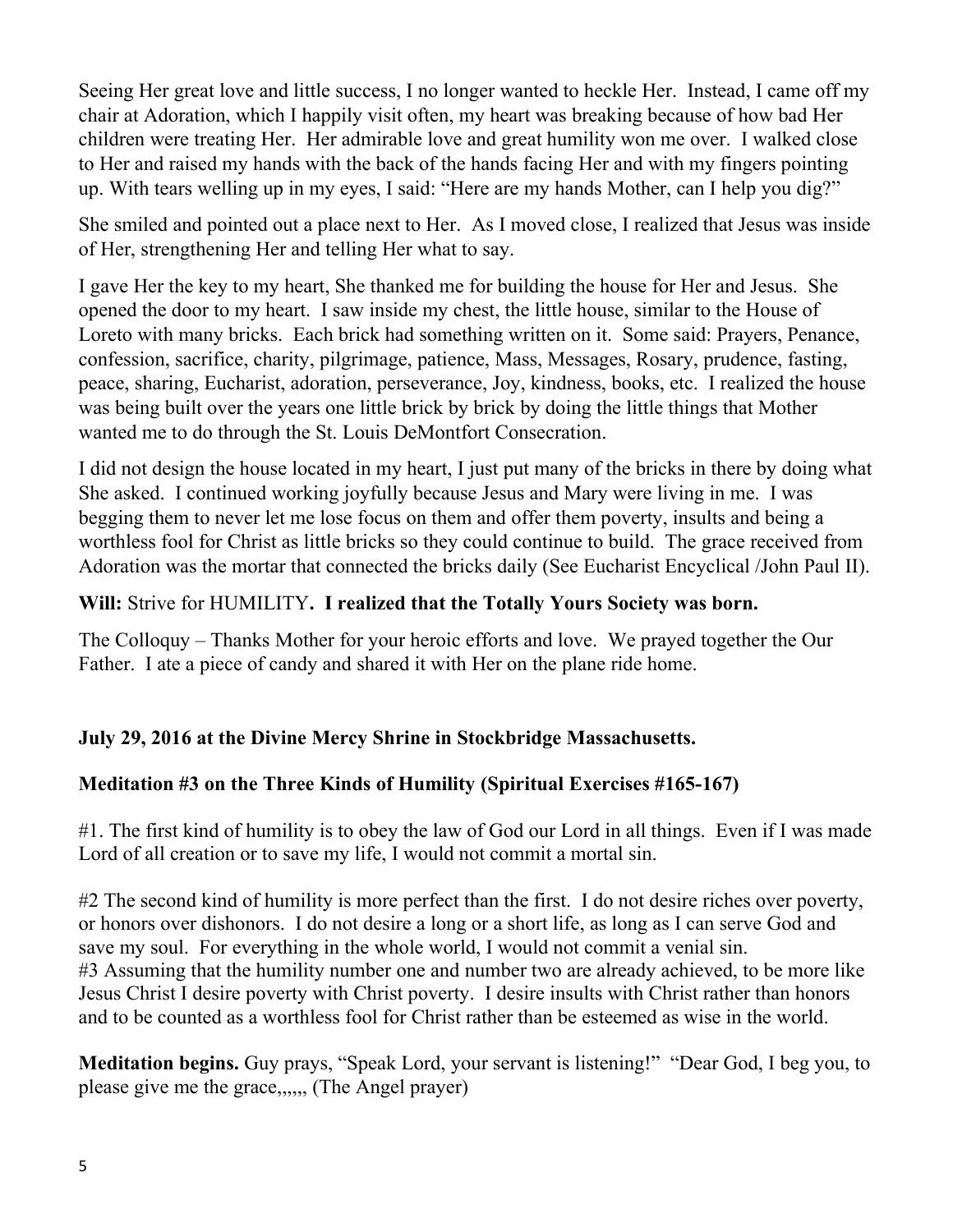Seeing Her great love and little success, I no longer wanted to heckle Her. Instead, I came off my chair at Adoration, which I happily visit often, my heart was breaking because of how bad Her children were treating Her. Her admirable love and great humility won me over. I walked close to Her and raised my hands with the back of the hands facing Her and with my fingers pointing up. With tears welling up in my eyes, I said: "Here are my hands Mother, can I help you dig?"

She smiled and pointed out a place next to Her. As I moved close, I realized that Jesus was inside of Her, strengthening Her and telling Her what to say.

I gave Her the key to my heart, She thanked me for building the house for Her and Jesus. She opened the door to my heart. I saw inside my chest, the little house, similar to the House of Loreto with many bricks. Each brick had something written on it. Some said: Prayers, Penance, confession, sacrifice, charity, pilgrimage, patience, Mass, Messages, Rosary, prudence, fasting, peace, sharing, Eucharist, adoration, perseverance, Joy, kindness, books, etc. I realized the house was being built over the years one little brick by brick by doing the little things that Mother wanted me to do through the St. Louis DeMontfort Consecration.

I did not design the house located in my heart, I just put many of the bricks in there by doing what She asked. I continued working joyfully because Jesus and Mary were living in me. I was begging them to never let me lose focus on them and offer them poverty, insults and being a worthless fool for Christ as little bricks so they could continue to build. The grace received from Adoration was the mortar that connected the bricks daily (See Eucharist Encyclical /John Paul II).

**Will:** Strive for HUMILITY**. I realized that the Totally Yours Society was born.**

The Colloquy – Thanks Mother for your heroic efforts and love. We prayed together the Our Father. I ate a piece of candy and shared it with Her on the plane ride home.

**July 29, 2016 at the Divine Mercy Shrine in Stockbridge Massachusetts.**

**Meditation #3 on the Three Kinds of Humility (Spiritual Exercises #165-167)**

#1. The first kind of humility is to obey the law of God our Lord in all things. Even if I was made Lord of all creation or to save my life, I would not commit a mortal sin.

#2 The second kind of humility is more perfect than the first. I do not desire riches over poverty, or honors over dishonors. I do not desire a long or a short life, as long as I can serve God and save my soul. For everything in the whole world, I would not commit a venial sin.
#3 Assuming that the humility number one and number two are already achieved, to be more like Jesus Christ I desire poverty with Christ poverty. I desire insults with Christ rather than honors and to be counted as a worthless fool for Christ rather than be esteemed as wise in the world.

**Meditation begins.** Guy prays, "Speak Lord, your servant is listening!" "Dear God, I beg you, to please give me the grace,,,,,, (The Angel prayer)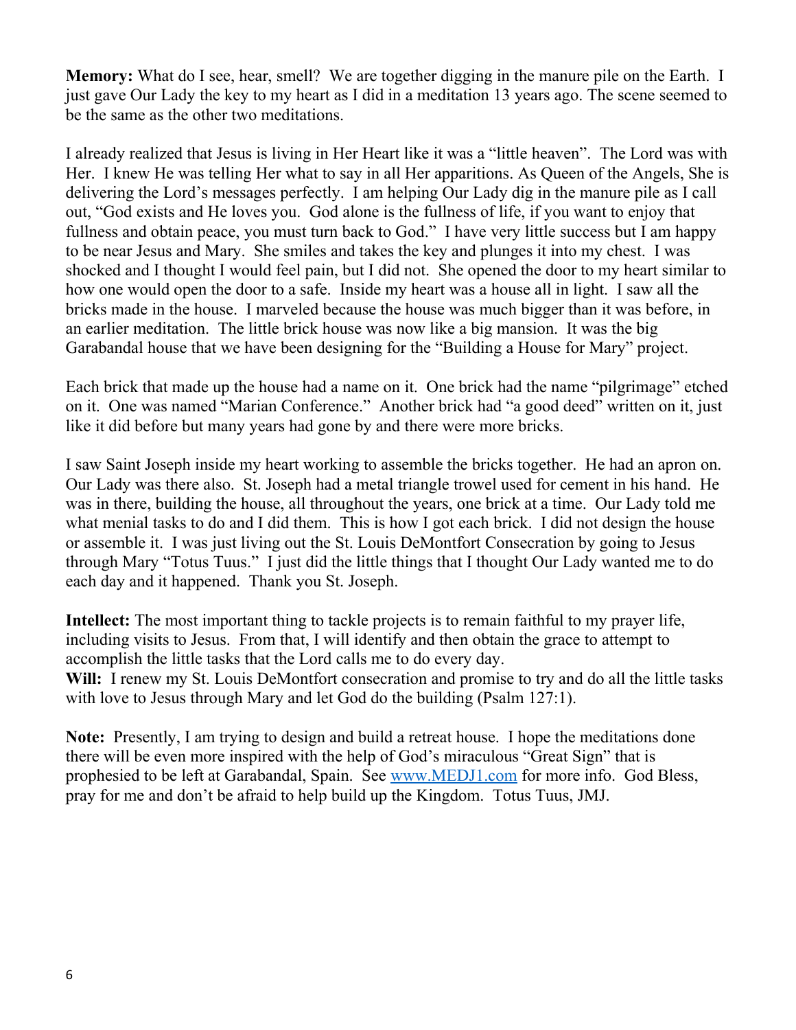**Memory:** What do I see, hear, smell? We are together digging in the manure pile on the Earth. I just gave Our Lady the key to my heart as I did in a meditation 13 years ago. The scene seemed to be the same as the other two meditations.

I already realized that Jesus is living in Her Heart like it was a "little heaven". The Lord was with Her. I knew He was telling Her what to say in all Her apparitions. As Queen of the Angels, She is delivering the Lord's messages perfectly. I am helping Our Lady dig in the manure pile as I call out, "God exists and He loves you. God alone is the fullness of life, if you want to enjoy that fullness and obtain peace, you must turn back to God." I have very little success but I am happy to be near Jesus and Mary. She smiles and takes the key and plunges it into my chest. I was shocked and I thought I would feel pain, but I did not. She opened the door to my heart similar to how one would open the door to a safe. Inside my heart was a house all in light. I saw all the bricks made in the house. I marveled because the house was much bigger than it was before, in an earlier meditation. The little brick house was now like a big mansion. It was the big Garabandal house that we have been designing for the "Building a House for Mary" project.

Each brick that made up the house had a name on it. One brick had the name "pilgrimage" etched on it. One was named "Marian Conference." Another brick had "a good deed" written on it, just like it did before but many years had gone by and there were more bricks.

I saw Saint Joseph inside my heart working to assemble the bricks together. He had an apron on. Our Lady was there also. St. Joseph had a metal triangle trowel used for cement in his hand. He was in there, building the house, all throughout the years, one brick at a time. Our Lady told me what menial tasks to do and I did them. This is how I got each brick. I did not design the house or assemble it. I was just living out the St. Louis DeMontfort Consecration by going to Jesus through Mary "Totus Tuus." I just did the little things that I thought Our Lady wanted me to do each day and it happened. Thank you St. Joseph.

**Intellect:** The most important thing to tackle projects is to remain faithful to my prayer life, including visits to Jesus. From that, I will identify and then obtain the grace to attempt to accomplish the little tasks that the Lord calls me to do every day.
**Will:** I renew my St. Louis DeMontfort consecration and promise to try and do all the little tasks with love to Jesus through Mary and let God do the building (Psalm 127:1).

**Note:** Presently, I am trying to design and build a retreat house. I hope the meditations done there will be even more inspired with the help of God's miraculous "Great Sign" that is prophesied to be left at Garabandal, Spain. See [www.MEDJ1.com](http://www.MEDJ1.com) for more info. God Bless, pray for me and don't be afraid to help build up the Kingdom. Totus Tuus, JMJ.